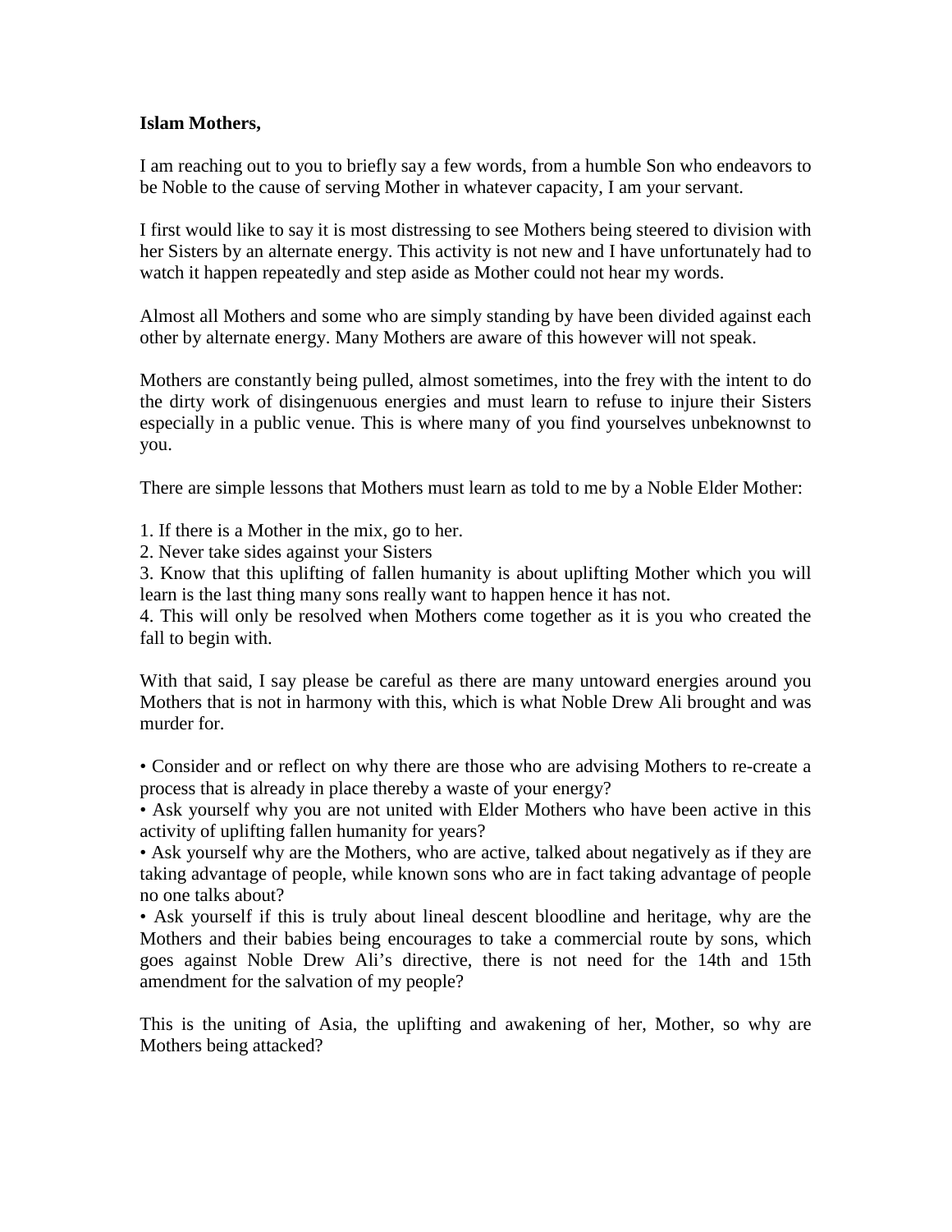**Islam Mothers,**

I am reaching out to you to briefly say a few words, from a humble Son who endeavors to be Noble to the cause of serving Mother in whatever capacity, I am your servant.

I first would like to say it is most distressing to see Mothers being steered to division with her Sisters by an alternate energy. This activity is not new and I have unfortunately had to watch it happen repeatedly and step aside as Mother could not hear my words.

Almost all Mothers and some who are simply standing by have been divided against each other by alternate energy. Many Mothers are aware of this however will not speak.

Mothers are constantly being pulled, almost sometimes, into the frey with the intent to do the dirty work of disingenuous energies and must learn to refuse to injure their Sisters especially in a public venue. This is where many of you find yourselves unbeknownst to you.

There are simple lessons that Mothers must learn as told to me by a Noble Elder Mother:

1. If there is a Mother in the mix, go to her.
2. Never take sides against your Sisters
3. Know that this uplifting of fallen humanity is about uplifting Mother which you will learn is the last thing many sons really want to happen hence it has not.
4. This will only be resolved when Mothers come together as it is you who created the fall to begin with.

With that said, I say please be careful as there are many untoward energies around you Mothers that is not in harmony with this, which is what Noble Drew Ali brought and was murder for.

- Consider and or reflect on why there are those who are advising Mothers to re-create a process that is already in place thereby a waste of your energy?
- Ask yourself why you are not united with Elder Mothers who have been active in this activity of uplifting fallen humanity for years?
- Ask yourself why are the Mothers, who are active, talked about negatively as if they are taking advantage of people, while known sons who are in fact taking advantage of people no one talks about?
- Ask yourself if this is truly about lineal descent bloodline and heritage, why are the Mothers and their babies being encourages to take a commercial route by sons, which goes against Noble Drew Ali's directive, there is not need for the 14th and 15th amendment for the salvation of my people?

This is the uniting of Asia, the uplifting and awakening of her, Mother, so why are Mothers being attacked?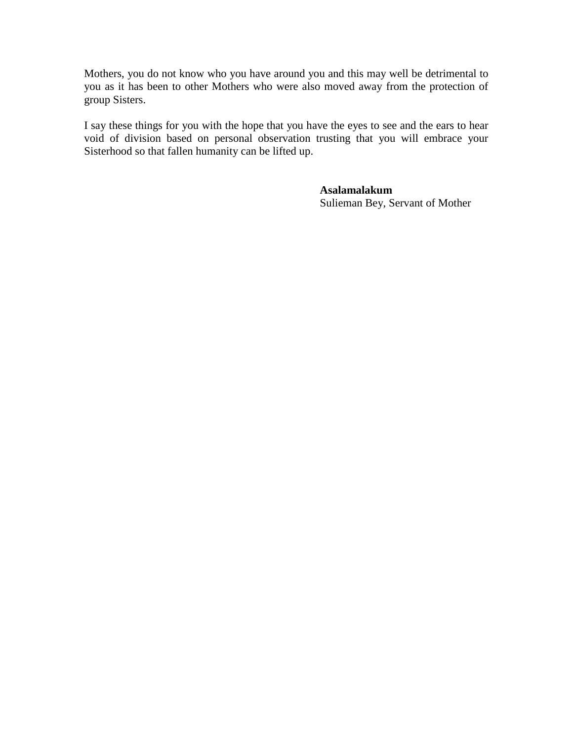Mothers, you do not know who you have around you and this may well be detrimental to you as it has been to other Mothers who were also moved away from the protection of group Sisters.

I say these things for you with the hope that you have the eyes to see and the ears to hear void of division based on personal observation trusting that you will embrace your Sisterhood so that fallen humanity can be lifted up.

**Asalamalakum**
Sulieman Bey, Servant of Mother